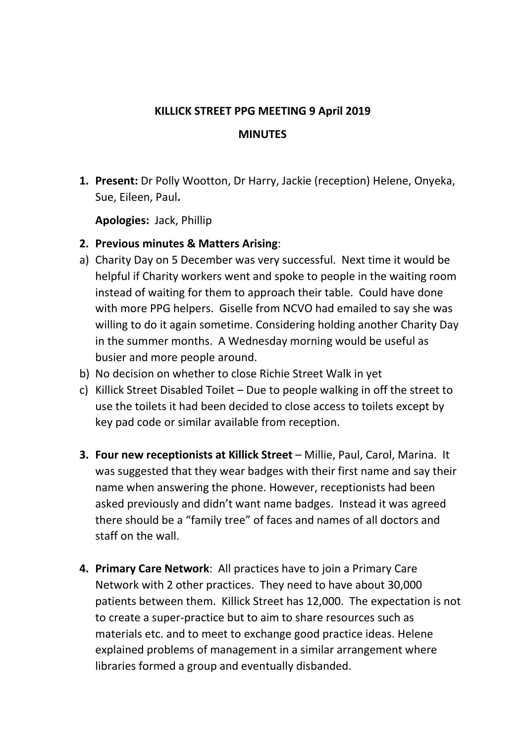# KILLICK STREET PPG MEETING 9 April 2019

## MINUTES

1. **Present:** Dr Polly Wootton, Dr Harry, Jackie (reception) Helene, Onyeka, Sue, Eileen, Paul**.**

   **Apologies:** Jack, Phillip

2. **Previous minutes & Matters Arising**:

a) Charity Day on 5 December was very successful. Next time it would be helpful if Charity workers went and spoke to people in the waiting room instead of waiting for them to approach their table. Could have done with more PPG helpers. Giselle from NCVO had emailed to say she was willing to do it again sometime. Considering holding another Charity Day in the summer months. A Wednesday morning would be useful as busier and more people around.

b) No decision on whether to close Richie Street Walk in yet

c) Killick Street Disabled Toilet – Due to people walking in off the street to use the toilets it had been decided to close access to toilets except by key pad code or similar available from reception.

3. **Four new receptionists at Killick Street** – Millie, Paul, Carol, Marina. It was suggested that they wear badges with their first name and say their name when answering the phone. However, receptionists had been asked previously and didn't want name badges. Instead it was agreed there should be a "family tree" of faces and names of all doctors and staff on the wall.

4. **Primary Care Network**: All practices have to join a Primary Care Network with 2 other practices. They need to have about 30,000 patients between them. Killick Street has 12,000. The expectation is not to create a super-practice but to aim to share resources such as materials etc. and to meet to exchange good practice ideas. Helene explained problems of management in a similar arrangement where libraries formed a group and eventually disbanded.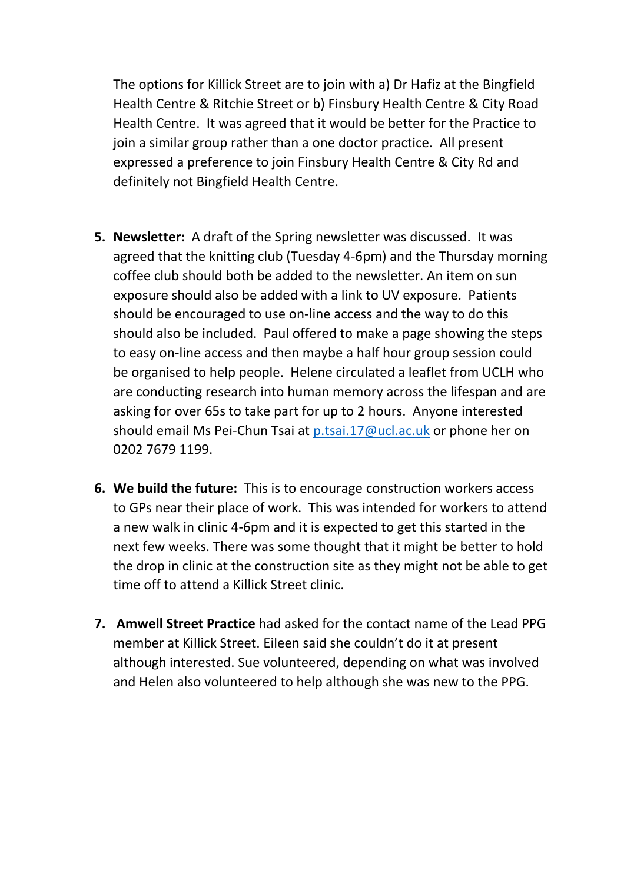The options for Killick Street are to join with a) Dr Hafiz at the Bingfield Health Centre & Ritchie Street or b) Finsbury Health Centre & City Road Health Centre. It was agreed that it would be better for the Practice to join a similar group rather than a one doctor practice. All present expressed a preference to join Finsbury Health Centre & City Rd and definitely not Bingfield Health Centre.

5. **Newsletter:** A draft of the Spring newsletter was discussed. It was agreed that the knitting club (Tuesday 4-6pm) and the Thursday morning coffee club should both be added to the newsletter. An item on sun exposure should also be added with a link to UV exposure. Patients should be encouraged to use on-line access and the way to do this should also be included. Paul offered to make a page showing the steps to easy on-line access and then maybe a half hour group session could be organised to help people. Helene circulated a leaflet from UCLH who are conducting research into human memory across the lifespan and are asking for over 65s to take part for up to 2 hours. Anyone interested should email Ms Pei-Chun Tsai at p.tsai.17@ucl.ac.uk or phone her on 0202 7679 1199.

6. **We build the future:** This is to encourage construction workers access to GPs near their place of work. This was intended for workers to attend a new walk in clinic 4-6pm and it is expected to get this started in the next few weeks. There was some thought that it might be better to hold the drop in clinic at the construction site as they might not be able to get time off to attend a Killick Street clinic.

7. **Amwell Street Practice** had asked for the contact name of the Lead PPG member at Killick Street. Eileen said she couldn't do it at present although interested. Sue volunteered, depending on what was involved and Helen also volunteered to help although she was new to the PPG.